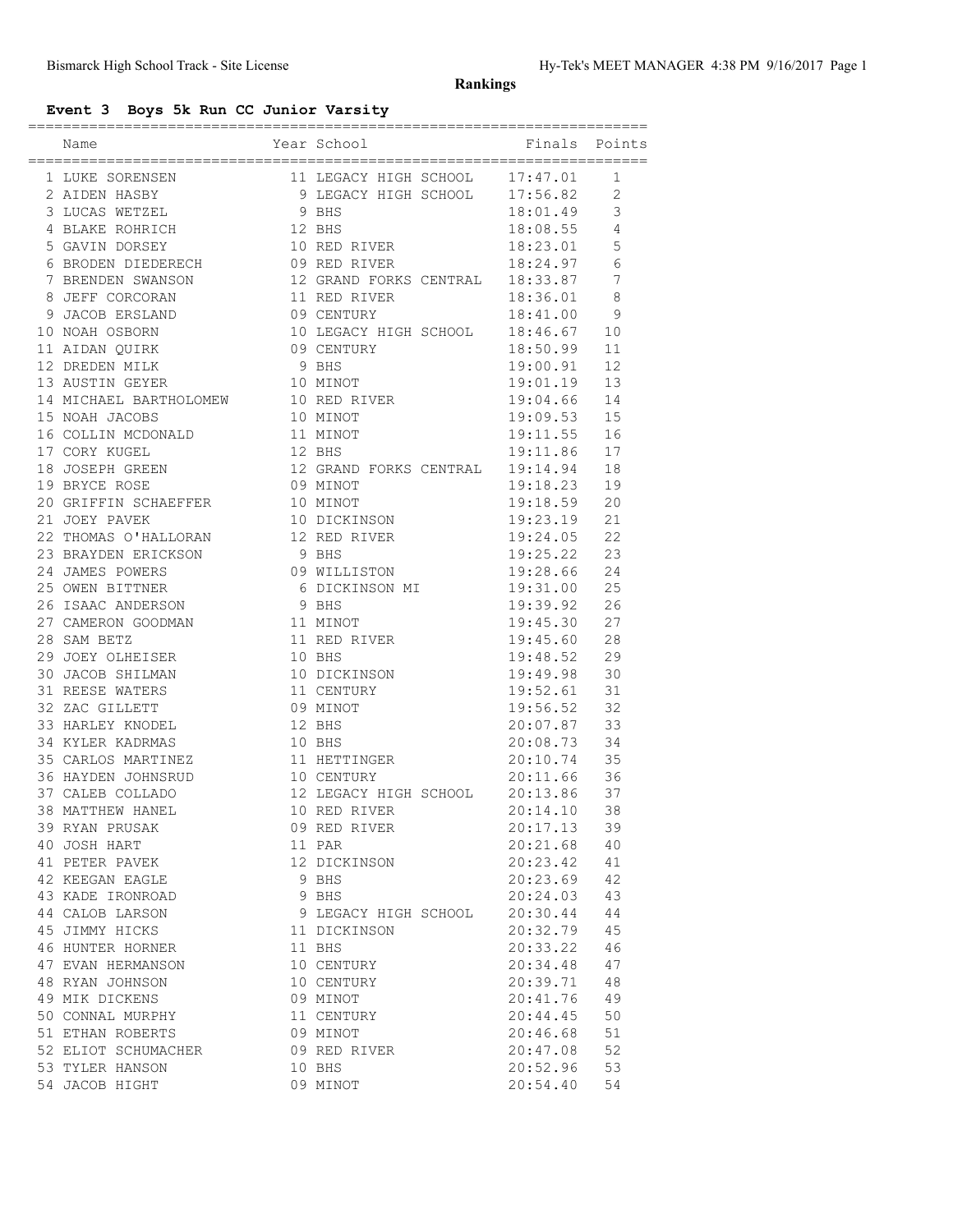# Rankings

## Event 3 Boys 5k Run CC Junior Varsity

| Name | Year | School | Finals | Points |
|---|---|---|---|---|
| 1 LUKE SORENSEN | 11 | LEGACY HIGH SCHOOL | 17:47.01 | 1 |
| 2 AIDEN HASBY | 9 | LEGACY HIGH SCHOOL | 17:56.82 | 2 |
| 3 LUCAS WETZEL | 9 | BHS | 18:01.49 | 3 |
| 4 BLAKE ROHRICH | 12 | BHS | 18:08.55 | 4 |
| 5 GAVIN DORSEY | 10 | RED RIVER | 18:23.01 | 5 |
| 6 BRODEN DIEDERECH | 09 | RED RIVER | 18:24.97 | 6 |
| 7 BRENDEN SWANSON | 12 | GRAND FORKS CENTRAL | 18:33.87 | 7 |
| 8 JEFF CORCORAN | 11 | RED RIVER | 18:36.01 | 8 |
| 9 JACOB ERSLAND | 09 | CENTURY | 18:41.00 | 9 |
| 10 NOAH OSBORN | 10 | LEGACY HIGH SCHOOL | 18:46.67 | 10 |
| 11 AIDAN QUIRK | 09 | CENTURY | 18:50.99 | 11 |
| 12 DREDEN MILK | 9 | BHS | 19:00.91 | 12 |
| 13 AUSTIN GEYER | 10 | MINOT | 19:01.19 | 13 |
| 14 MICHAEL BARTHOLOMEW | 10 | RED RIVER | 19:04.66 | 14 |
| 15 NOAH JACOBS | 10 | MINOT | 19:09.53 | 15 |
| 16 COLLIN MCDONALD | 11 | MINOT | 19:11.55 | 16 |
| 17 CORY KUGEL | 12 | BHS | 19:11.86 | 17 |
| 18 JOSEPH GREEN | 12 | GRAND FORKS CENTRAL | 19:14.94 | 18 |
| 19 BRYCE ROSE | 09 | MINOT | 19:18.23 | 19 |
| 20 GRIFFIN SCHAEFFER | 10 | MINOT | 19:18.59 | 20 |
| 21 JOEY PAVEK | 10 | DICKINSON | 19:23.19 | 21 |
| 22 THOMAS O'HALLORAN | 12 | RED RIVER | 19:24.05 | 22 |
| 23 BRAYDEN ERICKSON | 9 | BHS | 19:25.22 | 23 |
| 24 JAMES POWERS | 09 | WILLISTON | 19:28.66 | 24 |
| 25 OWEN BITTNER | 6 | DICKINSON MI | 19:31.00 | 25 |
| 26 ISAAC ANDERSON | 9 | BHS | 19:39.92 | 26 |
| 27 CAMERON GOODMAN | 11 | MINOT | 19:45.30 | 27 |
| 28 SAM BETZ | 11 | RED RIVER | 19:45.60 | 28 |
| 29 JOEY OLHEISER | 10 | BHS | 19:48.52 | 29 |
| 30 JACOB SHILMAN | 10 | DICKINSON | 19:49.98 | 30 |
| 31 REESE WATERS | 11 | CENTURY | 19:52.61 | 31 |
| 32 ZAC GILLETT | 09 | MINOT | 19:56.52 | 32 |
| 33 HARLEY KNODEL | 12 | BHS | 20:07.87 | 33 |
| 34 KYLER KADRMAS | 10 | BHS | 20:08.73 | 34 |
| 35 CARLOS MARTINEZ | 11 | HETTINGER | 20:10.74 | 35 |
| 36 HAYDEN JOHNSRUD | 10 | CENTURY | 20:11.66 | 36 |
| 37 CALEB COLLADO | 12 | LEGACY HIGH SCHOOL | 20:13.86 | 37 |
| 38 MATTHEW HANEL | 10 | RED RIVER | 20:14.10 | 38 |
| 39 RYAN PRUSAK | 09 | RED RIVER | 20:17.13 | 39 |
| 40 JOSH HART | 11 | PAR | 20:21.68 | 40 |
| 41 PETER PAVEK | 12 | DICKINSON | 20:23.42 | 41 |
| 42 KEEGAN EAGLE | 9 | BHS | 20:23.69 | 42 |
| 43 KADE IRONROAD | 9 | BHS | 20:24.03 | 43 |
| 44 CALOB LARSON | 9 | LEGACY HIGH SCHOOL | 20:30.44 | 44 |
| 45 JIMMY HICKS | 11 | DICKINSON | 20:32.79 | 45 |
| 46 HUNTER HORNER | 11 | BHS | 20:33.22 | 46 |
| 47 EVAN HERMANSON | 10 | CENTURY | 20:34.48 | 47 |
| 48 RYAN JOHNSON | 10 | CENTURY | 20:39.71 | 48 |
| 49 MIK DICKENS | 09 | MINOT | 20:41.76 | 49 |
| 50 CONNAL MURPHY | 11 | CENTURY | 20:44.45 | 50 |
| 51 ETHAN ROBERTS | 09 | MINOT | 20:46.68 | 51 |
| 52 ELIOT SCHUMACHER | 09 | RED RIVER | 20:47.08 | 52 |
| 53 TYLER HANSON | 10 | BHS | 20:52.96 | 53 |
| 54 JACOB HIGHT | 09 | MINOT | 20:54.40 | 54 |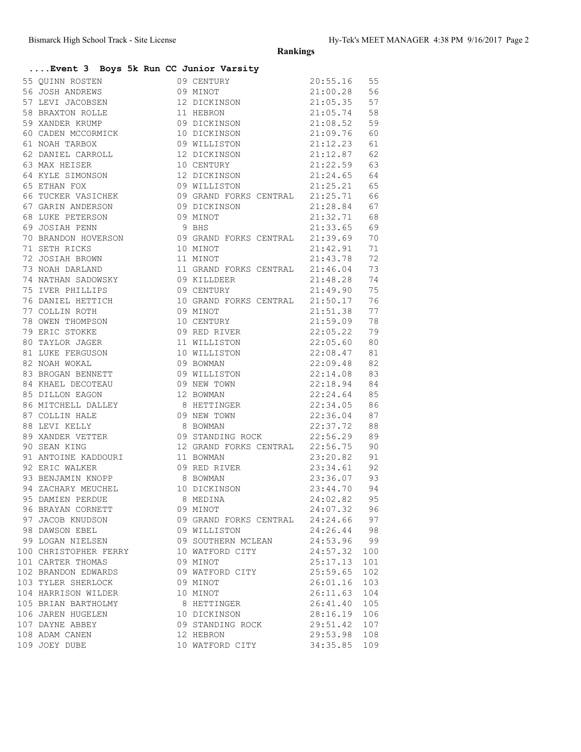## Rankings

### ....Event 3 Boys 5k Run CC Junior Varsity

| Place | Name | Yr | School | Time | Points |
|---|---|---|---|---|---|
| 55 | QUINN ROSTEN | 09 | CENTURY | 20:55.16 | 55 |
| 56 | JOSH ANDREWS | 09 | MINOT | 21:00.28 | 56 |
| 57 | LEVI JACOBSEN | 12 | DICKINSON | 21:05.35 | 57 |
| 58 | BRAXTON ROLLE | 11 | HEBRON | 21:05.74 | 58 |
| 59 | XANDER KRUMP | 09 | DICKINSON | 21:08.52 | 59 |
| 60 | CADEN MCCORMICK | 10 | DICKINSON | 21:09.76 | 60 |
| 61 | NOAH TARBOX | 09 | WILLISTON | 21:12.23 | 61 |
| 62 | DANIEL CARROLL | 12 | DICKINSON | 21:12.87 | 62 |
| 63 | MAX HEISER | 10 | CENTURY | 21:22.59 | 63 |
| 64 | KYLE SIMONSON | 12 | DICKINSON | 21:24.65 | 64 |
| 65 | ETHAN FOX | 09 | WILLISTON | 21:25.21 | 65 |
| 66 | TUCKER VASICHEK | 09 | GRAND FORKS CENTRAL | 21:25.71 | 66 |
| 67 | GARIN ANDERSON | 09 | DICKINSON | 21:28.84 | 67 |
| 68 | LUKE PETERSON | 09 | MINOT | 21:32.71 | 68 |
| 69 | JOSIAH PENN | 9 | BHS | 21:33.65 | 69 |
| 70 | BRANDON HOVERSON | 09 | GRAND FORKS CENTRAL | 21:39.69 | 70 |
| 71 | SETH RICKS | 10 | MINOT | 21:42.91 | 71 |
| 72 | JOSIAH BROWN | 11 | MINOT | 21:43.78 | 72 |
| 73 | NOAH DARLAND | 11 | GRAND FORKS CENTRAL | 21:46.04 | 73 |
| 74 | NATHAN SADOWSKY | 09 | KILLDEER | 21:48.28 | 74 |
| 75 | IVER PHILLIPS | 09 | CENTURY | 21:49.90 | 75 |
| 76 | DANIEL HETTICH | 10 | GRAND FORKS CENTRAL | 21:50.17 | 76 |
| 77 | COLLIN ROTH | 09 | MINOT | 21:51.38 | 77 |
| 78 | OWEN THOMPSON | 10 | CENTURY | 21:59.09 | 78 |
| 79 | ERIC STOKKE | 09 | RED RIVER | 22:05.22 | 79 |
| 80 | TAYLOR JAGER | 11 | WILLISTON | 22:05.60 | 80 |
| 81 | LUKE FERGUSON | 10 | WILLISTON | 22:08.47 | 81 |
| 82 | NOAH WOKAL | 09 | BOWMAN | 22:09.48 | 82 |
| 83 | BROGAN BENNETT | 09 | WILLISTON | 22:14.08 | 83 |
| 84 | KHAEL DECOTEAU | 09 | NEW TOWN | 22:18.94 | 84 |
| 85 | DILLON EAGON | 12 | BOWMAN | 22:24.64 | 85 |
| 86 | MITCHELL DALLEY | 8 | HETTINGER | 22:34.05 | 86 |
| 87 | COLLIN HALE | 09 | NEW TOWN | 22:36.04 | 87 |
| 88 | LEVI KELLY | 8 | BOWMAN | 22:37.72 | 88 |
| 89 | XANDER VETTER | 09 | STANDING ROCK | 22:56.29 | 89 |
| 90 | SEAN KING | 12 | GRAND FORKS CENTRAL | 22:56.75 | 90 |
| 91 | ANTOINE KADDOURI | 11 | BOWMAN | 23:20.82 | 91 |
| 92 | ERIC WALKER | 09 | RED RIVER | 23:34.61 | 92 |
| 93 | BENJAMIN KNOPP | 8 | BOWMAN | 23:36.07 | 93 |
| 94 | ZACHARY MEUCHEL | 10 | DICKINSON | 23:44.70 | 94 |
| 95 | DAMIEN PERDUE | 8 | MEDINA | 24:02.82 | 95 |
| 96 | BRAYAN CORNETT | 09 | MINOT | 24:07.32 | 96 |
| 97 | JACOB KNUDSON | 09 | GRAND FORKS CENTRAL | 24:24.66 | 97 |
| 98 | DAWSON EBEL | 09 | WILLISTON | 24:26.44 | 98 |
| 99 | LOGAN NIELSEN | 09 | SOUTHERN MCLEAN | 24:53.96 | 99 |
| 100 | CHRISTOPHER FERRY | 10 | WATFORD CITY | 24:57.32 | 100 |
| 101 | CARTER THOMAS | 09 | MINOT | 25:17.13 | 101 |
| 102 | BRANDON EDWARDS | 09 | WATFORD CITY | 25:59.65 | 102 |
| 103 | TYLER SHERLOCK | 09 | MINOT | 26:01.16 | 103 |
| 104 | HARRISON WILDER | 10 | MINOT | 26:11.63 | 104 |
| 105 | BRIAN BARTHOLMY | 8 | HETTINGER | 26:41.40 | 105 |
| 106 | JAREN HUGELEN | 10 | DICKINSON | 28:16.19 | 106 |
| 107 | DAYNE ABBEY | 09 | STANDING ROCK | 29:51.42 | 107 |
| 108 | ADAM CANEN | 12 | HEBRON | 29:53.98 | 108 |
| 109 | JOEY DUBE | 10 | WATFORD CITY | 34:35.85 | 109 |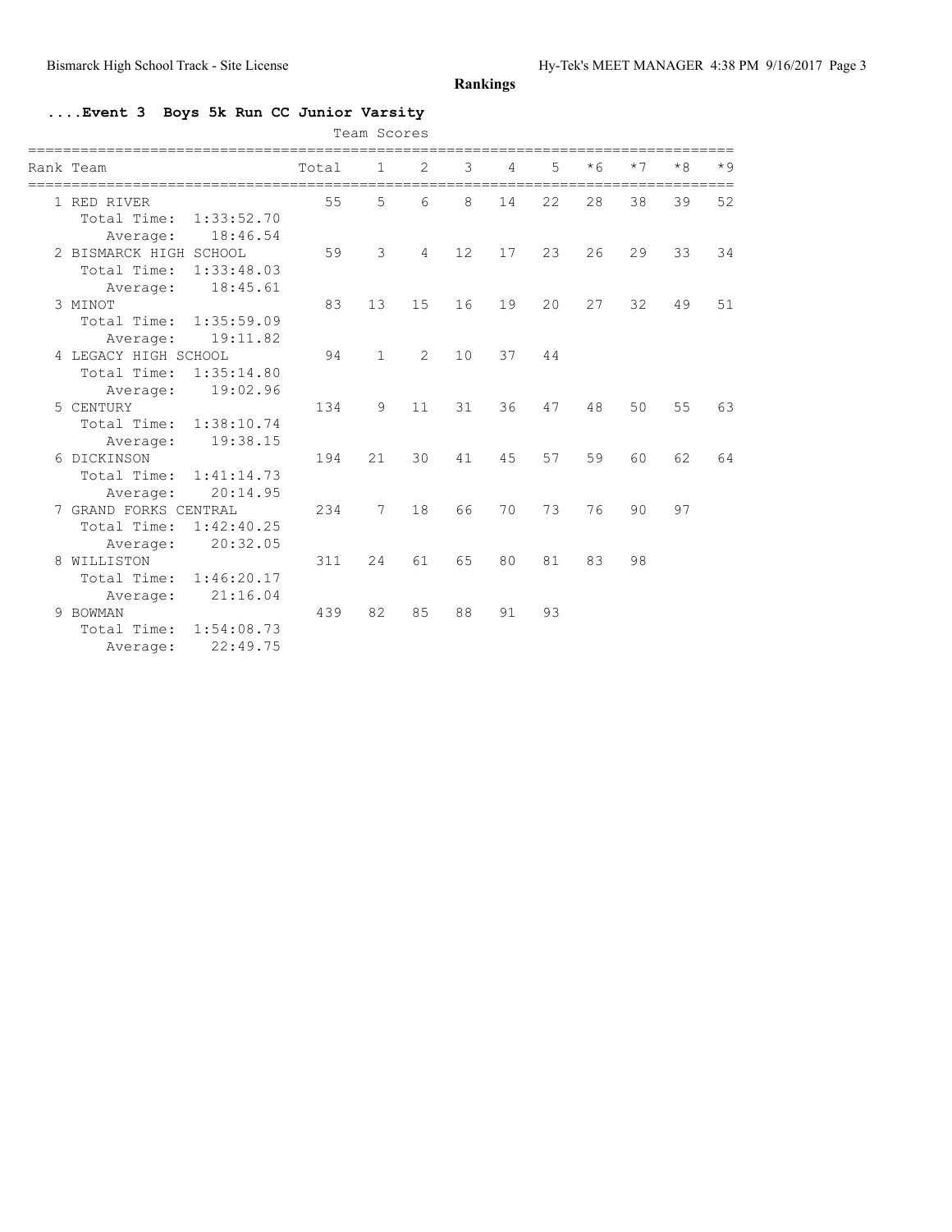**Rankings**

### ....Event 3 Boys 5k Run CC Junior Varsity

Team Scores

| Rank Team | Total | 1 | 2 | 3 | 4 | 5 | *6 | *7 | *8 | *9 |
|---|---|---|---|---|---|---|---|---|---|---|
| 1 RED RIVER | 55 | 5 | 6 | 8 | 14 | 22 | 28 | 38 | 39 | 52 |
| Total Time: 1:33:52.70 | | | | | | | | | | |
| Average: 18:46.54 | | | | | | | | | | |
| 2 BISMARCK HIGH SCHOOL | 59 | 3 | 4 | 12 | 17 | 23 | 26 | 29 | 33 | 34 |
| Total Time: 1:33:48.03 | | | | | | | | | | |
| Average: 18:45.61 | | | | | | | | | | |
| 3 MINOT | 83 | 13 | 15 | 16 | 19 | 20 | 27 | 32 | 49 | 51 |
| Total Time: 1:35:59.09 | | | | | | | | | | |
| Average: 19:11.82 | | | | | | | | | | |
| 4 LEGACY HIGH SCHOOL | 94 | 1 | 2 | 10 | 37 | 44 | | | | |
| Total Time: 1:35:14.80 | | | | | | | | | | |
| Average: 19:02.96 | | | | | | | | | | |
| 5 CENTURY | 134 | 9 | 11 | 31 | 36 | 47 | 48 | 50 | 55 | 63 |
| Total Time: 1:38:10.74 | | | | | | | | | | |
| Average: 19:38.15 | | | | | | | | | | |
| 6 DICKINSON | 194 | 21 | 30 | 41 | 45 | 57 | 59 | 60 | 62 | 64 |
| Total Time: 1:41:14.73 | | | | | | | | | | |
| Average: 20:14.95 | | | | | | | | | | |
| 7 GRAND FORKS CENTRAL | 234 | 7 | 18 | 66 | 70 | 73 | 76 | 90 | 97 | |
| Total Time: 1:42:40.25 | | | | | | | | | | |
| Average: 20:32.05 | | | | | | | | | | |
| 8 WILLISTON | 311 | 24 | 61 | 65 | 80 | 81 | 83 | 98 | | |
| Total Time: 1:46:20.17 | | | | | | | | | | |
| Average: 21:16.04 | | | | | | | | | | |
| 9 BOWMAN | 439 | 82 | 85 | 88 | 91 | 93 | | | | |
| Total Time: 1:54:08.73 | | | | | | | | | | |
| Average: 22:49.75 | | | | | | | | | | |